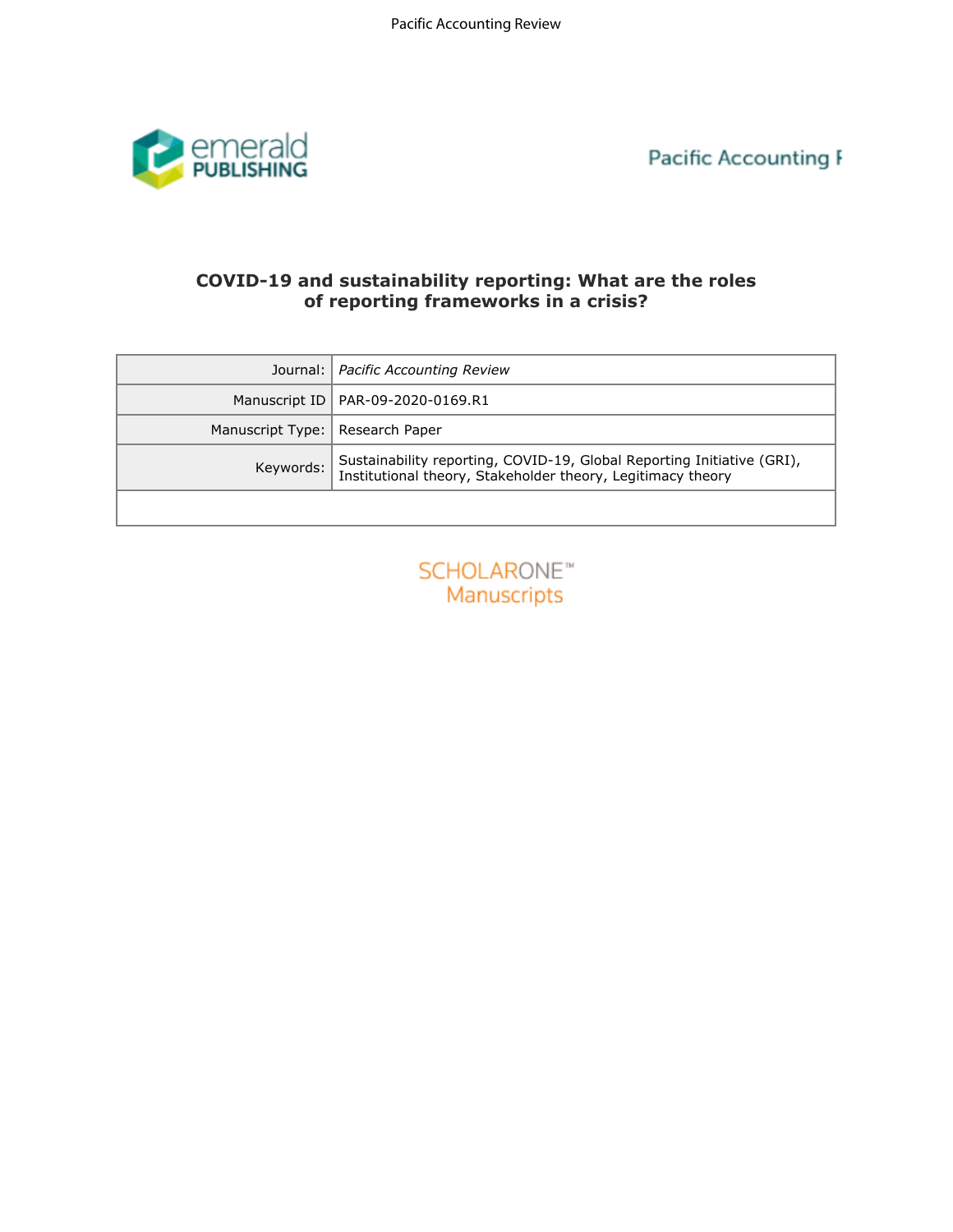# COVID-19 and sustainability reporting: What are the roles of reporting frameworks in a crisis?

| | |
|---|---|
| Journal: | *Pacific Accounting Review* |
| Manuscript ID | PAR-09-2020-0169.R1 |
| Manuscript Type: | Research Paper |
| Keywords: | Sustainability reporting, COVID-19, Global Reporting Initiative (GRI), Institutional theory, Stakeholder theory, Legitimacy theory |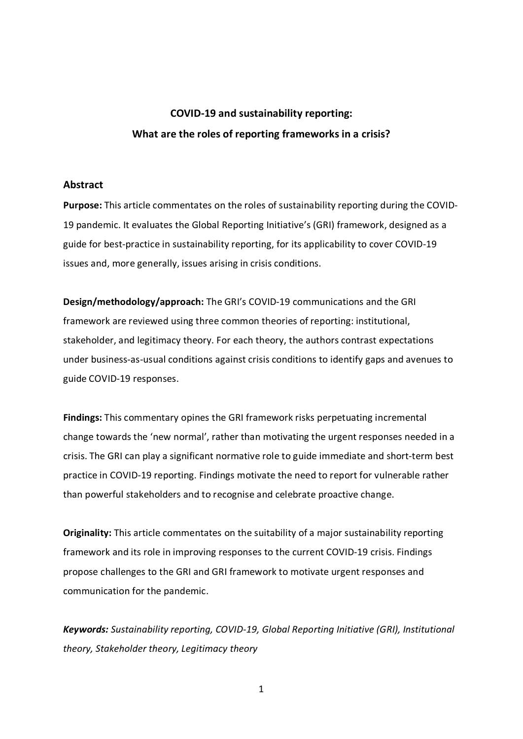**COVID-19 and sustainability reporting:**

**What are the roles of reporting frameworks in a crisis?**

## Abstract

**Purpose:** This article commentates on the roles of sustainability reporting during the COVID-19 pandemic. It evaluates the Global Reporting Initiative's (GRI) framework, designed as a guide for best-practice in sustainability reporting, for its applicability to cover COVID-19 issues and, more generally, issues arising in crisis conditions.

**Design/methodology/approach:** The GRI's COVID-19 communications and the GRI framework are reviewed using three common theories of reporting: institutional, stakeholder, and legitimacy theory. For each theory, the authors contrast expectations under business-as-usual conditions against crisis conditions to identify gaps and avenues to guide COVID-19 responses.

**Findings:** This commentary opines the GRI framework risks perpetuating incremental change towards the 'new normal', rather than motivating the urgent responses needed in a crisis. The GRI can play a significant normative role to guide immediate and short-term best practice in COVID-19 reporting. Findings motivate the need to report for vulnerable rather than powerful stakeholders and to recognise and celebrate proactive change.

**Originality:** This article commentates on the suitability of a major sustainability reporting framework and its role in improving responses to the current COVID-19 crisis. Findings propose challenges to the GRI and GRI framework to motivate urgent responses and communication for the pandemic.

***Keywords:*** *Sustainability reporting, COVID-19, Global Reporting Initiative (GRI), Institutional theory, Stakeholder theory, Legitimacy theory*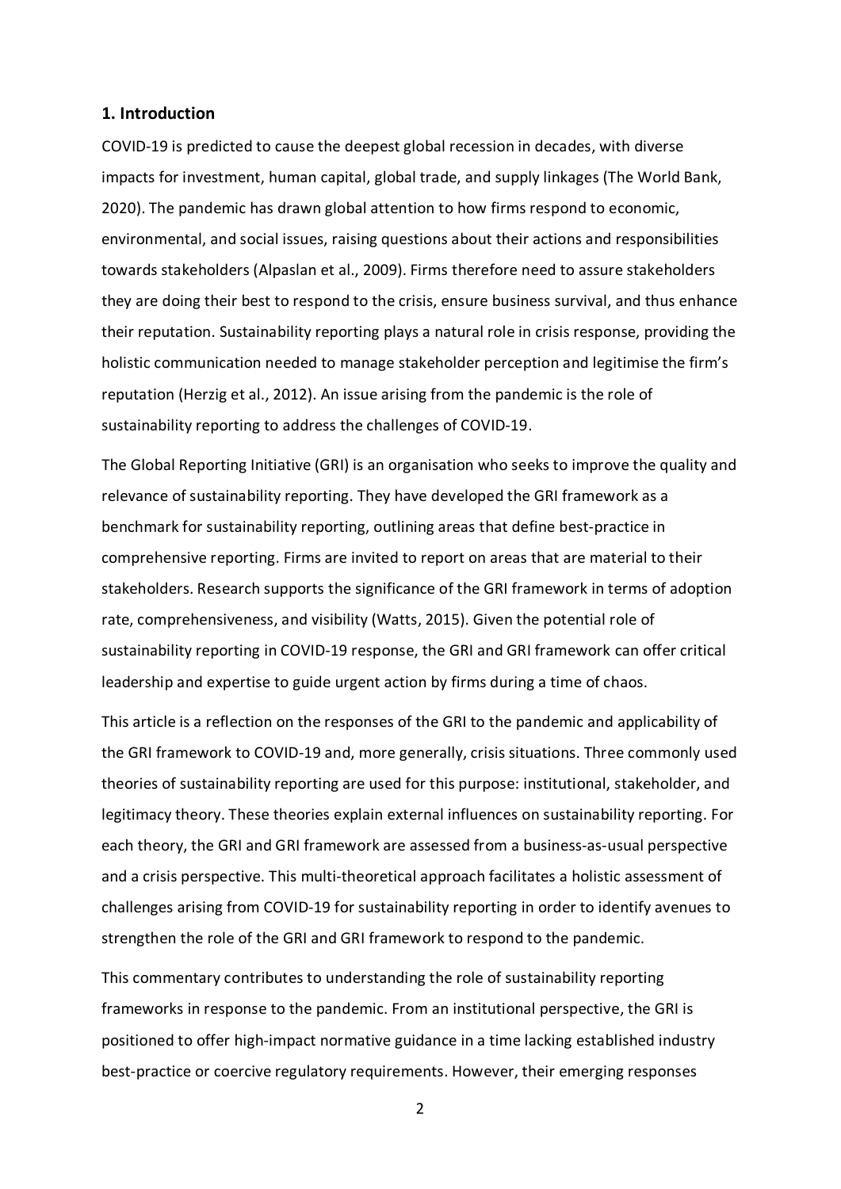## 1. Introduction

COVID-19 is predicted to cause the deepest global recession in decades, with diverse impacts for investment, human capital, global trade, and supply linkages (The World Bank, 2020). The pandemic has drawn global attention to how firms respond to economic, environmental, and social issues, raising questions about their actions and responsibilities towards stakeholders (Alpaslan et al., 2009). Firms therefore need to assure stakeholders they are doing their best to respond to the crisis, ensure business survival, and thus enhance their reputation. Sustainability reporting plays a natural role in crisis response, providing the holistic communication needed to manage stakeholder perception and legitimise the firm's reputation (Herzig et al., 2012). An issue arising from the pandemic is the role of sustainability reporting to address the challenges of COVID-19.

The Global Reporting Initiative (GRI) is an organisation who seeks to improve the quality and relevance of sustainability reporting. They have developed the GRI framework as a benchmark for sustainability reporting, outlining areas that define best-practice in comprehensive reporting. Firms are invited to report on areas that are material to their stakeholders. Research supports the significance of the GRI framework in terms of adoption rate, comprehensiveness, and visibility (Watts, 2015). Given the potential role of sustainability reporting in COVID-19 response, the GRI and GRI framework can offer critical leadership and expertise to guide urgent action by firms during a time of chaos.

This article is a reflection on the responses of the GRI to the pandemic and applicability of the GRI framework to COVID-19 and, more generally, crisis situations. Three commonly used theories of sustainability reporting are used for this purpose: institutional, stakeholder, and legitimacy theory. These theories explain external influences on sustainability reporting. For each theory, the GRI and GRI framework are assessed from a business-as-usual perspective and a crisis perspective. This multi-theoretical approach facilitates a holistic assessment of challenges arising from COVID-19 for sustainability reporting in order to identify avenues to strengthen the role of the GRI and GRI framework to respond to the pandemic.

This commentary contributes to understanding the role of sustainability reporting frameworks in response to the pandemic. From an institutional perspective, the GRI is positioned to offer high-impact normative guidance in a time lacking established industry best-practice or coercive regulatory requirements. However, their emerging responses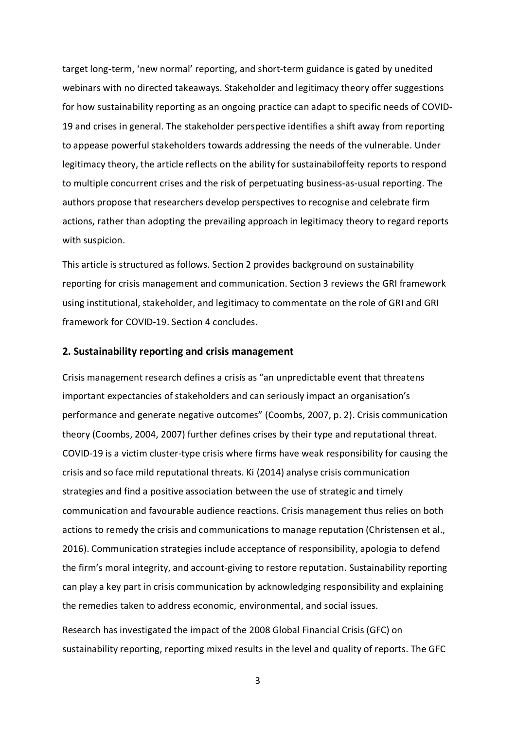target long-term, 'new normal' reporting, and short-term guidance is gated by unedited webinars with no directed takeaways. Stakeholder and legitimacy theory offer suggestions for how sustainability reporting as an ongoing practice can adapt to specific needs of COVID-19 and crises in general. The stakeholder perspective identifies a shift away from reporting to appease powerful stakeholders towards addressing the needs of the vulnerable. Under legitimacy theory, the article reflects on the ability for sustainabiloffeity reports to respond to multiple concurrent crises and the risk of perpetuating business-as-usual reporting. The authors propose that researchers develop perspectives to recognise and celebrate firm actions, rather than adopting the prevailing approach in legitimacy theory to regard reports with suspicion.

This article is structured as follows. Section 2 provides background on sustainability reporting for crisis management and communication. Section 3 reviews the GRI framework using institutional, stakeholder, and legitimacy to commentate on the role of GRI and GRI framework for COVID-19. Section 4 concludes.

## 2. Sustainability reporting and crisis management

Crisis management research defines a crisis as "an unpredictable event that threatens important expectancies of stakeholders and can seriously impact an organisation's performance and generate negative outcomes" (Coombs, 2007, p. 2). Crisis communication theory (Coombs, 2004, 2007) further defines crises by their type and reputational threat. COVID-19 is a victim cluster-type crisis where firms have weak responsibility for causing the crisis and so face mild reputational threats. Ki (2014) analyse crisis communication strategies and find a positive association between the use of strategic and timely communication and favourable audience reactions. Crisis management thus relies on both actions to remedy the crisis and communications to manage reputation (Christensen et al., 2016). Communication strategies include acceptance of responsibility, apologia to defend the firm's moral integrity, and account-giving to restore reputation. Sustainability reporting can play a key part in crisis communication by acknowledging responsibility and explaining the remedies taken to address economic, environmental, and social issues.

Research has investigated the impact of the 2008 Global Financial Crisis (GFC) on sustainability reporting, reporting mixed results in the level and quality of reports. The GFC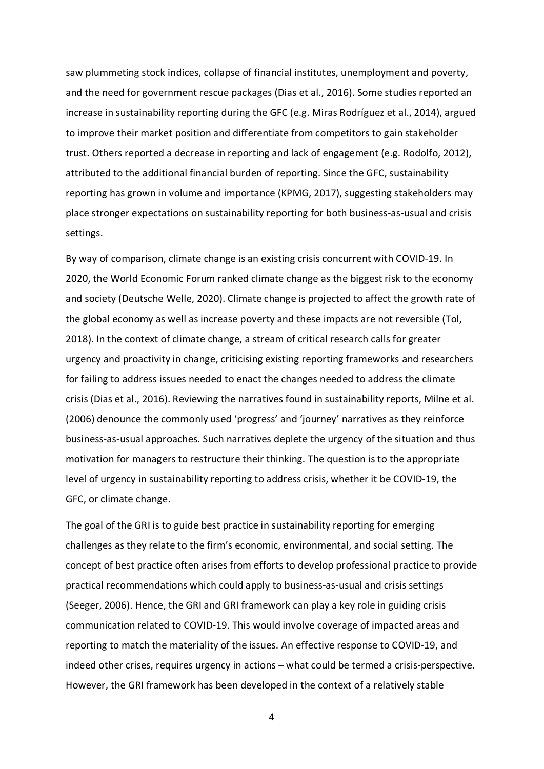saw plummeting stock indices, collapse of financial institutes, unemployment and poverty, and the need for government rescue packages (Dias et al., 2016). Some studies reported an increase in sustainability reporting during the GFC (e.g. Miras Rodríguez et al., 2014), argued to improve their market position and differentiate from competitors to gain stakeholder trust. Others reported a decrease in reporting and lack of engagement (e.g. Rodolfo, 2012), attributed to the additional financial burden of reporting. Since the GFC, sustainability reporting has grown in volume and importance (KPMG, 2017), suggesting stakeholders may place stronger expectations on sustainability reporting for both business-as-usual and crisis settings.

By way of comparison, climate change is an existing crisis concurrent with COVID-19. In 2020, the World Economic Forum ranked climate change as the biggest risk to the economy and society (Deutsche Welle, 2020). Climate change is projected to affect the growth rate of the global economy as well as increase poverty and these impacts are not reversible (Tol, 2018). In the context of climate change, a stream of critical research calls for greater urgency and proactivity in change, criticising existing reporting frameworks and researchers for failing to address issues needed to enact the changes needed to address the climate crisis (Dias et al., 2016). Reviewing the narratives found in sustainability reports, Milne et al. (2006) denounce the commonly used 'progress' and 'journey' narratives as they reinforce business-as-usual approaches. Such narratives deplete the urgency of the situation and thus motivation for managers to restructure their thinking. The question is to the appropriate level of urgency in sustainability reporting to address crisis, whether it be COVID-19, the GFC, or climate change.

The goal of the GRI is to guide best practice in sustainability reporting for emerging challenges as they relate to the firm's economic, environmental, and social setting. The concept of best practice often arises from efforts to develop professional practice to provide practical recommendations which could apply to business-as-usual and crisis settings (Seeger, 2006). Hence, the GRI and GRI framework can play a key role in guiding crisis communication related to COVID-19. This would involve coverage of impacted areas and reporting to match the materiality of the issues. An effective response to COVID-19, and indeed other crises, requires urgency in actions – what could be termed a crisis-perspective. However, the GRI framework has been developed in the context of a relatively stable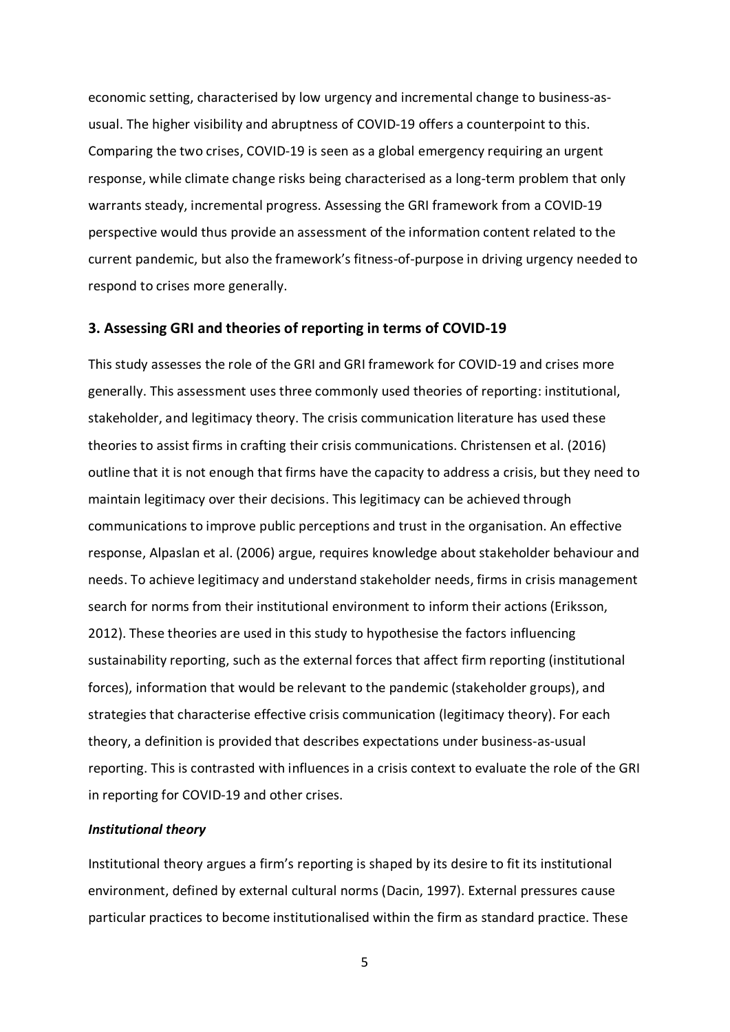economic setting, characterised by low urgency and incremental change to business-as-usual. The higher visibility and abruptness of COVID-19 offers a counterpoint to this. Comparing the two crises, COVID-19 is seen as a global emergency requiring an urgent response, while climate change risks being characterised as a long-term problem that only warrants steady, incremental progress. Assessing the GRI framework from a COVID-19 perspective would thus provide an assessment of the information content related to the current pandemic, but also the framework's fitness-of-purpose in driving urgency needed to respond to crises more generally.

## 3. Assessing GRI and theories of reporting in terms of COVID-19

This study assesses the role of the GRI and GRI framework for COVID-19 and crises more generally. This assessment uses three commonly used theories of reporting: institutional, stakeholder, and legitimacy theory. The crisis communication literature has used these theories to assist firms in crafting their crisis communications. Christensen et al. (2016) outline that it is not enough that firms have the capacity to address a crisis, but they need to maintain legitimacy over their decisions. This legitimacy can be achieved through communications to improve public perceptions and trust in the organisation. An effective response, Alpaslan et al. (2006) argue, requires knowledge about stakeholder behaviour and needs. To achieve legitimacy and understand stakeholder needs, firms in crisis management search for norms from their institutional environment to inform their actions (Eriksson, 2012). These theories are used in this study to hypothesise the factors influencing sustainability reporting, such as the external forces that affect firm reporting (institutional forces), information that would be relevant to the pandemic (stakeholder groups), and strategies that characterise effective crisis communication (legitimacy theory). For each theory, a definition is provided that describes expectations under business-as-usual reporting. This is contrasted with influences in a crisis context to evaluate the role of the GRI in reporting for COVID-19 and other crises.

### *Institutional theory*

Institutional theory argues a firm's reporting is shaped by its desire to fit its institutional environment, defined by external cultural norms (Dacin, 1997). External pressures cause particular practices to become institutionalised within the firm as standard practice. These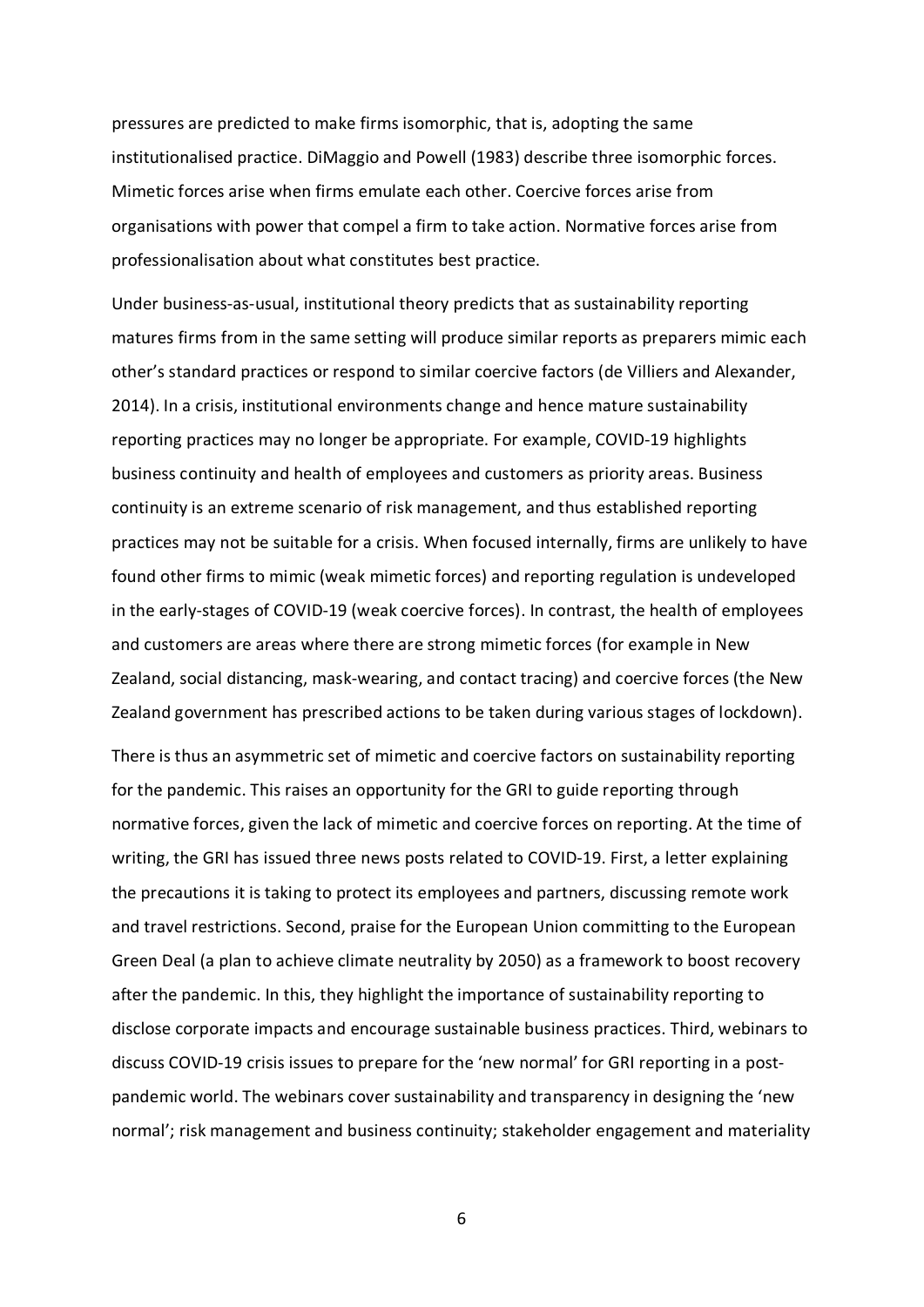pressures are predicted to make firms isomorphic, that is, adopting the same institutionalised practice. DiMaggio and Powell (1983) describe three isomorphic forces. Mimetic forces arise when firms emulate each other. Coercive forces arise from organisations with power that compel a firm to take action. Normative forces arise from professionalisation about what constitutes best practice.

Under business-as-usual, institutional theory predicts that as sustainability reporting matures firms from in the same setting will produce similar reports as preparers mimic each other's standard practices or respond to similar coercive factors (de Villiers and Alexander, 2014). In a crisis, institutional environments change and hence mature sustainability reporting practices may no longer be appropriate. For example, COVID-19 highlights business continuity and health of employees and customers as priority areas. Business continuity is an extreme scenario of risk management, and thus established reporting practices may not be suitable for a crisis. When focused internally, firms are unlikely to have found other firms to mimic (weak mimetic forces) and reporting regulation is undeveloped in the early-stages of COVID-19 (weak coercive forces). In contrast, the health of employees and customers are areas where there are strong mimetic forces (for example in New Zealand, social distancing, mask-wearing, and contact tracing) and coercive forces (the New Zealand government has prescribed actions to be taken during various stages of lockdown).

There is thus an asymmetric set of mimetic and coercive factors on sustainability reporting for the pandemic. This raises an opportunity for the GRI to guide reporting through normative forces, given the lack of mimetic and coercive forces on reporting. At the time of writing, the GRI has issued three news posts related to COVID-19. First, a letter explaining the precautions it is taking to protect its employees and partners, discussing remote work and travel restrictions. Second, praise for the European Union committing to the European Green Deal (a plan to achieve climate neutrality by 2050) as a framework to boost recovery after the pandemic. In this, they highlight the importance of sustainability reporting to disclose corporate impacts and encourage sustainable business practices. Third, webinars to discuss COVID-19 crisis issues to prepare for the 'new normal' for GRI reporting in a post-pandemic world. The webinars cover sustainability and transparency in designing the 'new normal'; risk management and business continuity; stakeholder engagement and materiality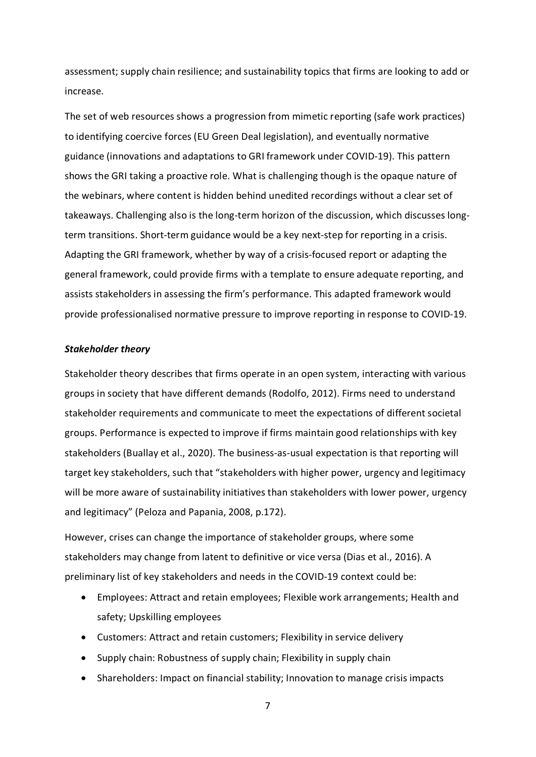assessment; supply chain resilience; and sustainability topics that firms are looking to add or increase.

The set of web resources shows a progression from mimetic reporting (safe work practices) to identifying coercive forces (EU Green Deal legislation), and eventually normative guidance (innovations and adaptations to GRI framework under COVID-19). This pattern shows the GRI taking a proactive role. What is challenging though is the opaque nature of the webinars, where content is hidden behind unedited recordings without a clear set of takeaways. Challenging also is the long-term horizon of the discussion, which discusses long-term transitions. Short-term guidance would be a key next-step for reporting in a crisis. Adapting the GRI framework, whether by way of a crisis-focused report or adapting the general framework, could provide firms with a template to ensure adequate reporting, and assists stakeholders in assessing the firm's performance. This adapted framework would provide professionalised normative pressure to improve reporting in response to COVID-19.

### *Stakeholder theory*

Stakeholder theory describes that firms operate in an open system, interacting with various groups in society that have different demands (Rodolfo, 2012). Firms need to understand stakeholder requirements and communicate to meet the expectations of different societal groups. Performance is expected to improve if firms maintain good relationships with key stakeholders (Buallay et al., 2020). The business-as-usual expectation is that reporting will target key stakeholders, such that "stakeholders with higher power, urgency and legitimacy will be more aware of sustainability initiatives than stakeholders with lower power, urgency and legitimacy" (Peloza and Papania, 2008, p.172).

However, crises can change the importance of stakeholder groups, where some stakeholders may change from latent to definitive or vice versa (Dias et al., 2016). A preliminary list of key stakeholders and needs in the COVID-19 context could be:

- Employees: Attract and retain employees; Flexible work arrangements; Health and safety; Upskilling employees
- Customers: Attract and retain customers; Flexibility in service delivery
- Supply chain: Robustness of supply chain; Flexibility in supply chain
- Shareholders: Impact on financial stability; Innovation to manage crisis impacts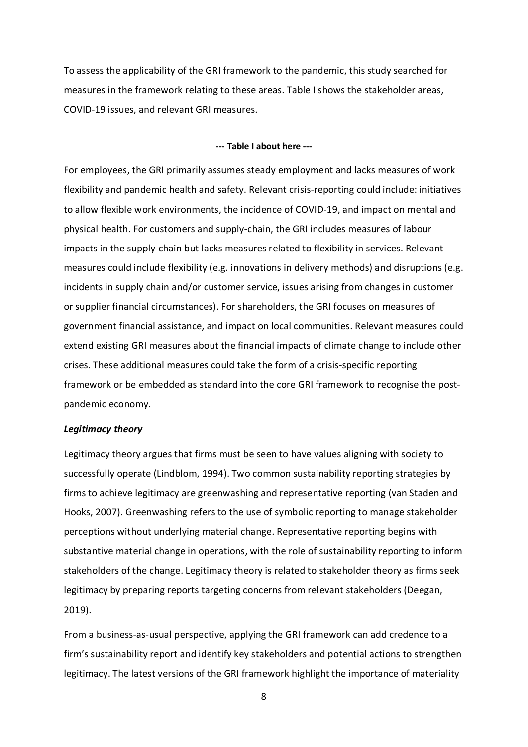To assess the applicability of the GRI framework to the pandemic, this study searched for measures in the framework relating to these areas. Table I shows the stakeholder areas, COVID-19 issues, and relevant GRI measures.

**--- Table I about here ---**

For employees, the GRI primarily assumes steady employment and lacks measures of work flexibility and pandemic health and safety. Relevant crisis-reporting could include: initiatives to allow flexible work environments, the incidence of COVID-19, and impact on mental and physical health. For customers and supply-chain, the GRI includes measures of labour impacts in the supply-chain but lacks measures related to flexibility in services. Relevant measures could include flexibility (e.g. innovations in delivery methods) and disruptions (e.g. incidents in supply chain and/or customer service, issues arising from changes in customer or supplier financial circumstances). For shareholders, the GRI focuses on measures of government financial assistance, and impact on local communities. Relevant measures could extend existing GRI measures about the financial impacts of climate change to include other crises. These additional measures could take the form of a crisis-specific reporting framework or be embedded as standard into the core GRI framework to recognise the post-pandemic economy.

***Legitimacy theory***

Legitimacy theory argues that firms must be seen to have values aligning with society to successfully operate (Lindblom, 1994). Two common sustainability reporting strategies by firms to achieve legitimacy are greenwashing and representative reporting (van Staden and Hooks, 2007). Greenwashing refers to the use of symbolic reporting to manage stakeholder perceptions without underlying material change. Representative reporting begins with substantive material change in operations, with the role of sustainability reporting to inform stakeholders of the change. Legitimacy theory is related to stakeholder theory as firms seek legitimacy by preparing reports targeting concerns from relevant stakeholders (Deegan, 2019).

From a business-as-usual perspective, applying the GRI framework can add credence to a firm's sustainability report and identify key stakeholders and potential actions to strengthen legitimacy. The latest versions of the GRI framework highlight the importance of materiality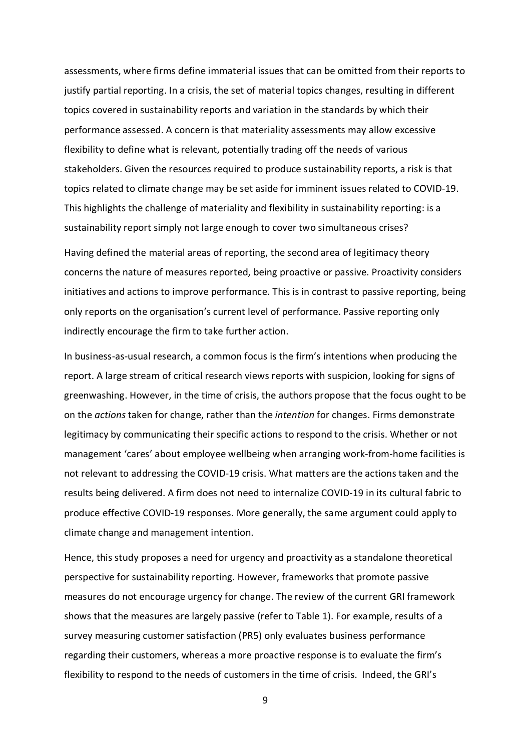assessments, where firms define immaterial issues that can be omitted from their reports to justify partial reporting. In a crisis, the set of material topics changes, resulting in different topics covered in sustainability reports and variation in the standards by which their performance assessed. A concern is that materiality assessments may allow excessive flexibility to define what is relevant, potentially trading off the needs of various stakeholders. Given the resources required to produce sustainability reports, a risk is that topics related to climate change may be set aside for imminent issues related to COVID-19. This highlights the challenge of materiality and flexibility in sustainability reporting: is a sustainability report simply not large enough to cover two simultaneous crises?

Having defined the material areas of reporting, the second area of legitimacy theory concerns the nature of measures reported, being proactive or passive. Proactivity considers initiatives and actions to improve performance. This is in contrast to passive reporting, being only reports on the organisation's current level of performance. Passive reporting only indirectly encourage the firm to take further action.

In business-as-usual research, a common focus is the firm's intentions when producing the report. A large stream of critical research views reports with suspicion, looking for signs of greenwashing. However, in the time of crisis, the authors propose that the focus ought to be on the *actions* taken for change, rather than the *intention* for changes. Firms demonstrate legitimacy by communicating their specific actions to respond to the crisis. Whether or not management 'cares' about employee wellbeing when arranging work-from-home facilities is not relevant to addressing the COVID-19 crisis. What matters are the actions taken and the results being delivered. A firm does not need to internalize COVID-19 in its cultural fabric to produce effective COVID-19 responses. More generally, the same argument could apply to climate change and management intention.

Hence, this study proposes a need for urgency and proactivity as a standalone theoretical perspective for sustainability reporting. However, frameworks that promote passive measures do not encourage urgency for change. The review of the current GRI framework shows that the measures are largely passive (refer to Table 1). For example, results of a survey measuring customer satisfaction (PR5) only evaluates business performance regarding their customers, whereas a more proactive response is to evaluate the firm's flexibility to respond to the needs of customers in the time of crisis. Indeed, the GRI's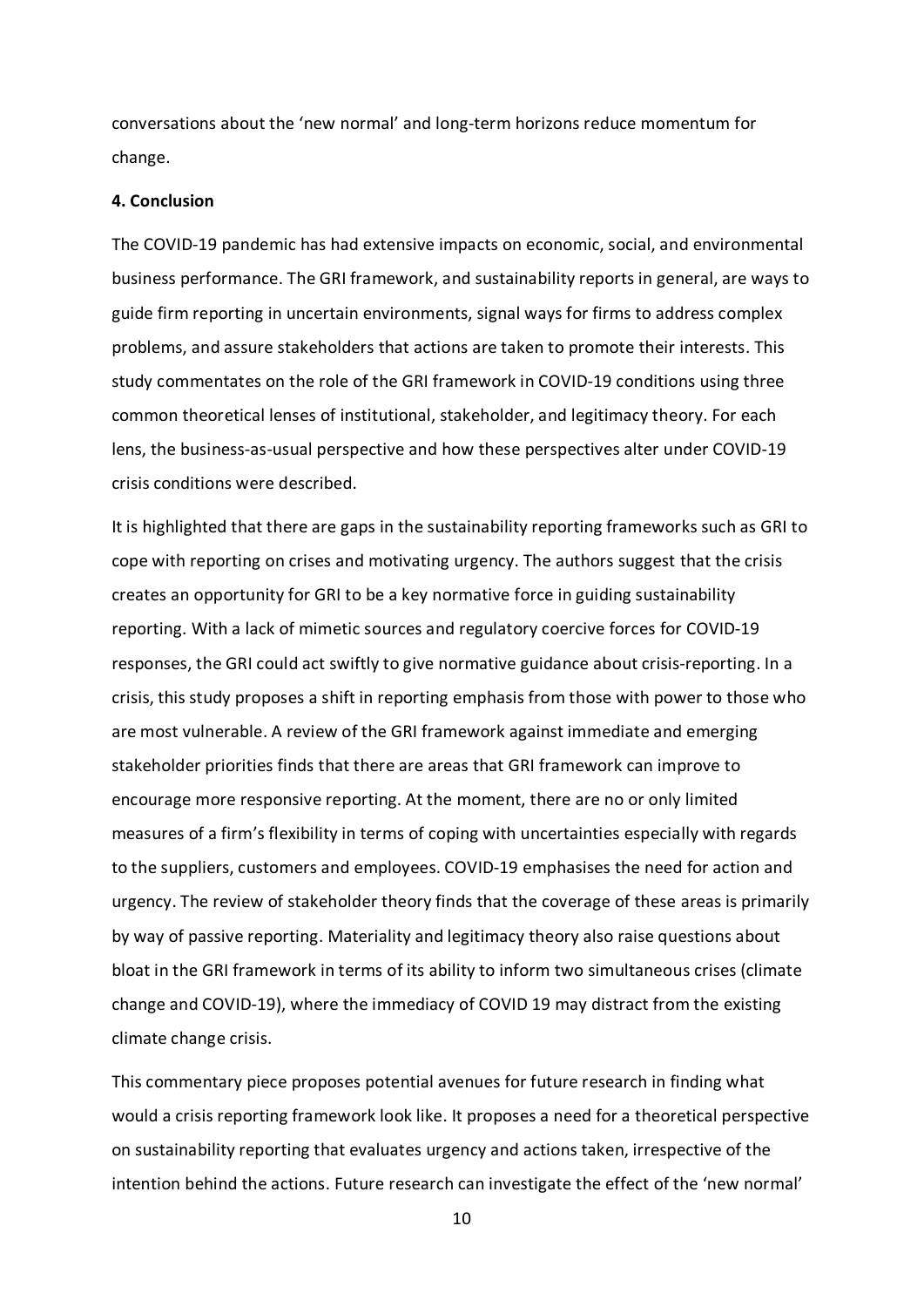conversations about the 'new normal' and long-term horizons reduce momentum for change.

**4. Conclusion**

The COVID-19 pandemic has had extensive impacts on economic, social, and environmental business performance. The GRI framework, and sustainability reports in general, are ways to guide firm reporting in uncertain environments, signal ways for firms to address complex problems, and assure stakeholders that actions are taken to promote their interests. This study commentates on the role of the GRI framework in COVID-19 conditions using three common theoretical lenses of institutional, stakeholder, and legitimacy theory. For each lens, the business-as-usual perspective and how these perspectives alter under COVID-19 crisis conditions were described.

It is highlighted that there are gaps in the sustainability reporting frameworks such as GRI to cope with reporting on crises and motivating urgency. The authors suggest that the crisis creates an opportunity for GRI to be a key normative force in guiding sustainability reporting. With a lack of mimetic sources and regulatory coercive forces for COVID-19 responses, the GRI could act swiftly to give normative guidance about crisis-reporting. In a crisis, this study proposes a shift in reporting emphasis from those with power to those who are most vulnerable. A review of the GRI framework against immediate and emerging stakeholder priorities finds that there are areas that GRI framework can improve to encourage more responsive reporting. At the moment, there are no or only limited measures of a firm's flexibility in terms of coping with uncertainties especially with regards to the suppliers, customers and employees. COVID-19 emphasises the need for action and urgency. The review of stakeholder theory finds that the coverage of these areas is primarily by way of passive reporting. Materiality and legitimacy theory also raise questions about bloat in the GRI framework in terms of its ability to inform two simultaneous crises (climate change and COVID-19), where the immediacy of COVID 19 may distract from the existing climate change crisis.

This commentary piece proposes potential avenues for future research in finding what would a crisis reporting framework look like. It proposes a need for a theoretical perspective on sustainability reporting that evaluates urgency and actions taken, irrespective of the intention behind the actions. Future research can investigate the effect of the 'new normal'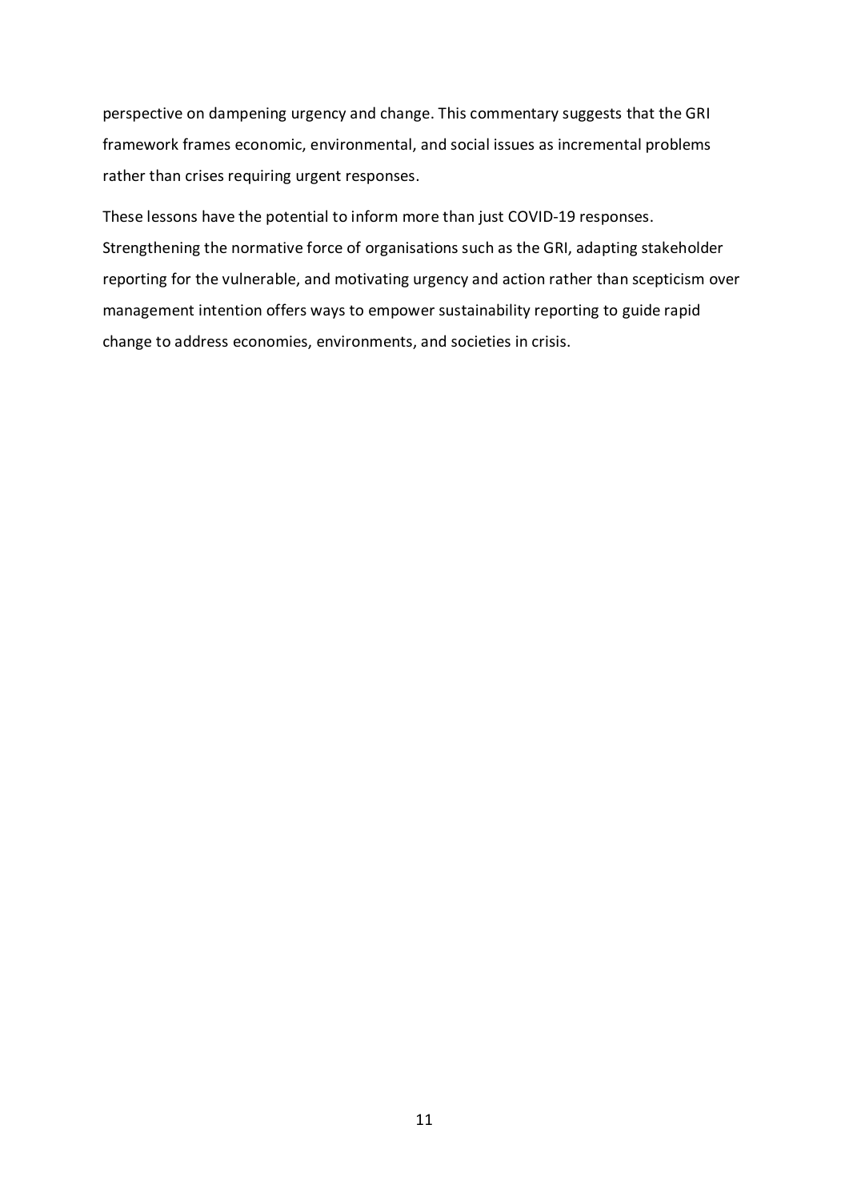perspective on dampening urgency and change. This commentary suggests that the GRI framework frames economic, environmental, and social issues as incremental problems rather than crises requiring urgent responses.

These lessons have the potential to inform more than just COVID-19 responses. Strengthening the normative force of organisations such as the GRI, adapting stakeholder reporting for the vulnerable, and motivating urgency and action rather than scepticism over management intention offers ways to empower sustainability reporting to guide rapid change to address economies, environments, and societies in crisis.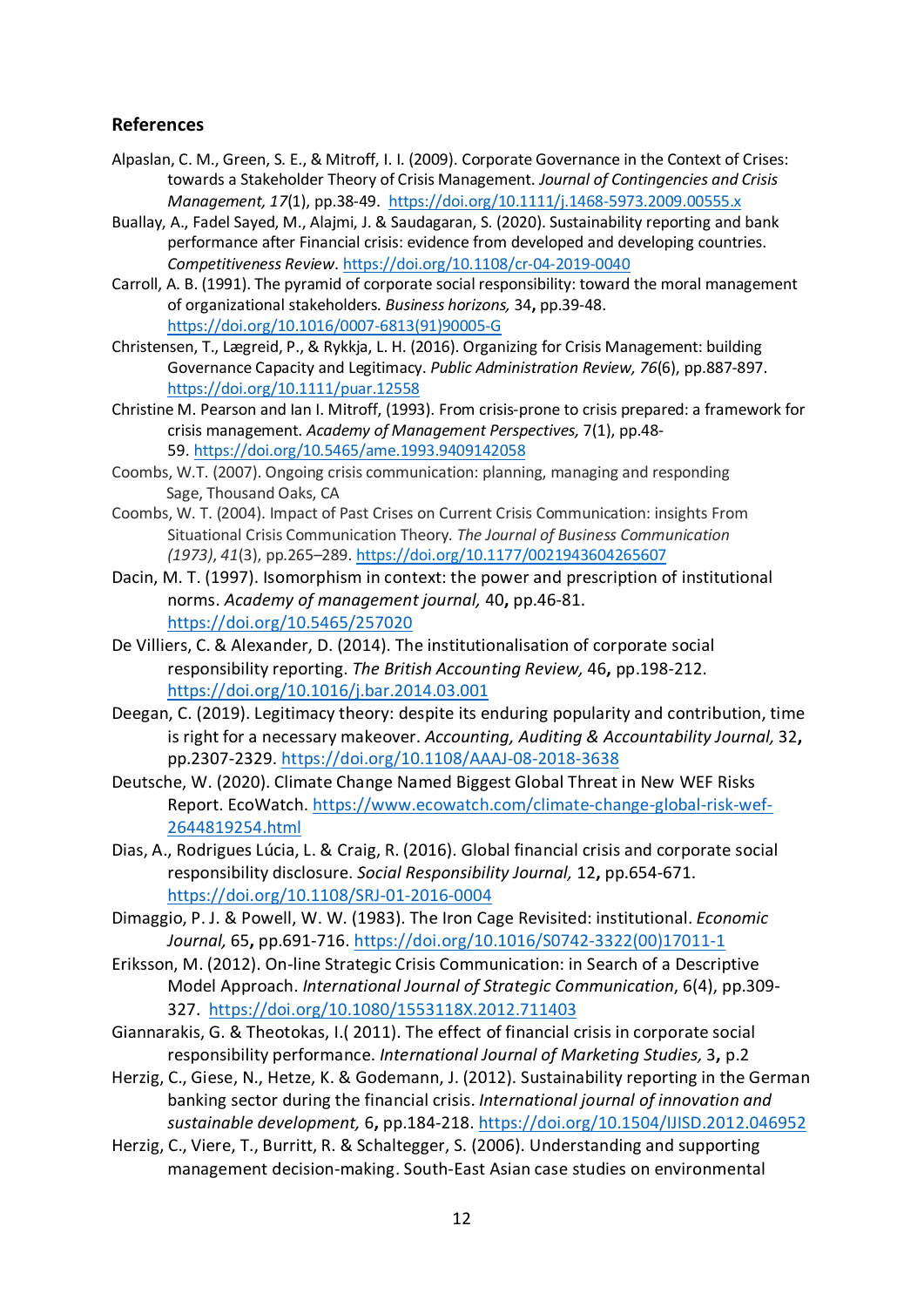## References

Alpaslan, C. M., Green, S. E., & Mitroff, I. I. (2009). Corporate Governance in the Context of Crises: towards a Stakeholder Theory of Crisis Management. *Journal of Contingencies and Crisis Management, 17*(1), pp.38-49. https://doi.org/10.1111/j.1468-5973.2009.00555.x

Buallay, A., Fadel Sayed, M., Alajmi, J. & Saudagaran, S. (2020). Sustainability reporting and bank performance after Financial crisis: evidence from developed and developing countries. *Competitiveness Review*. https://doi.org/10.1108/cr-04-2019-0040

Carroll, A. B. (1991). The pyramid of corporate social responsibility: toward the moral management of organizational stakeholders. *Business horizons,* 34, pp.39-48. https://doi.org/10.1016/0007-6813(91)90005-G

Christensen, T., Lægreid, P., & Rykkja, L. H. (2016). Organizing for Crisis Management: building Governance Capacity and Legitimacy. *Public Administration Review, 76*(6), pp.887-897. https://doi.org/10.1111/puar.12558

Christine M. Pearson and Ian I. Mitroff, (1993). From crisis-prone to crisis prepared: a framework for crisis management. *Academy of Management Perspectives,* 7(1), pp.48-59. https://doi.org/10.5465/ame.1993.9409142058

Coombs, W.T. (2007). Ongoing crisis communication: planning, managing and responding Sage, Thousand Oaks, CA

Coombs, W. T. (2004). Impact of Past Crises on Current Crisis Communication: insights From Situational Crisis Communication Theory. *The Journal of Business Communication (1973)*, *41*(3), pp.265–289. https://doi.org/10.1177/0021943604265607

Dacin, M. T. (1997). Isomorphism in context: the power and prescription of institutional norms. *Academy of management journal,* 40**,** pp.46-81. https://doi.org/10.5465/257020

De Villiers, C. & Alexander, D. (2014). The institutionalisation of corporate social responsibility reporting. *The British Accounting Review,* 46**,** pp.198-212. https://doi.org/10.1016/j.bar.2014.03.001

Deegan, C. (2019). Legitimacy theory: despite its enduring popularity and contribution, time is right for a necessary makeover. *Accounting, Auditing & Accountability Journal,* 32**,** pp.2307-2329. https://doi.org/10.1108/AAAJ-08-2018-3638

Deutsche, W. (2020). Climate Change Named Biggest Global Threat in New WEF Risks Report. EcoWatch. https://www.ecowatch.com/climate-change-global-risk-wef-2644819254.html

Dias, A., Rodrigues Lúcia, L. & Craig, R. (2016). Global financial crisis and corporate social responsibility disclosure. *Social Responsibility Journal,* 12**,** pp.654-671. https://doi.org/10.1108/SRJ-01-2016-0004

Dimaggio, P. J. & Powell, W. W. (1983). The Iron Cage Revisited: institutional. *Economic Journal,* 65**,** pp.691-716. https://doi.org/10.1016/S0742-3322(00)17011-1

Eriksson, M. (2012). On-line Strategic Crisis Communication: in Search of a Descriptive Model Approach. *International Journal of Strategic Communication*, 6(4), pp.309-327. https://doi.org/10.1080/1553118X.2012.711403

Giannarakis, G. & Theotokas, I.( 2011). The effect of financial crisis in corporate social responsibility performance. *International Journal of Marketing Studies,* 3**,** p.2

Herzig, C., Giese, N., Hetze, K. & Godemann, J. (2012). Sustainability reporting in the German banking sector during the financial crisis. *International journal of innovation and sustainable development,* 6**,** pp.184-218. https://doi.org/10.1504/IJISD.2012.046952

Herzig, C., Viere, T., Burritt, R. & Schaltegger, S. (2006). Understanding and supporting management decision-making. South-East Asian case studies on environmental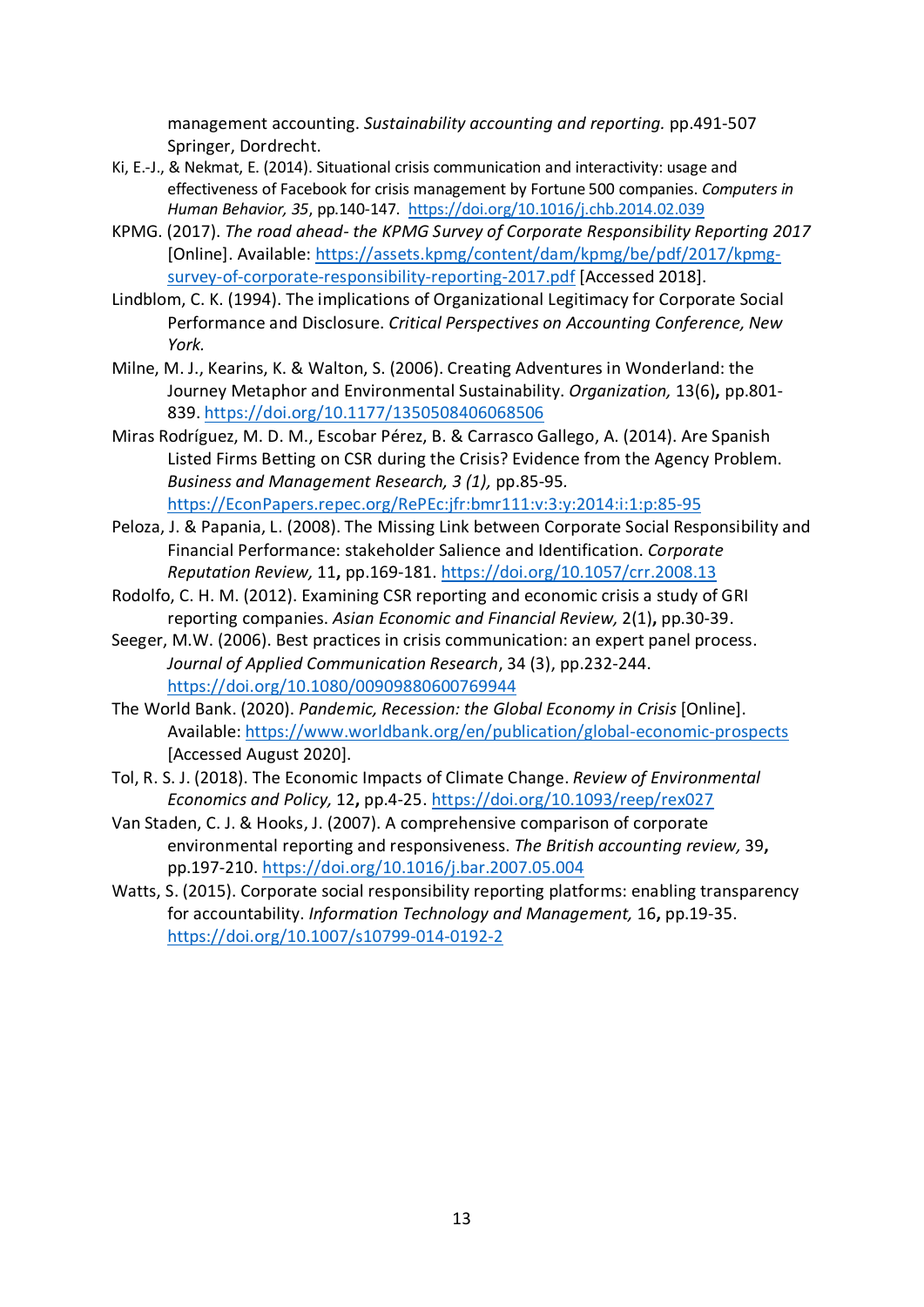management accounting. *Sustainability accounting and reporting.* pp.491-507 Springer, Dordrecht.

Ki, E.-J., & Nekmat, E. (2014). Situational crisis communication and interactivity: usage and effectiveness of Facebook for crisis management by Fortune 500 companies. *Computers in Human Behavior, 35*, pp.140-147. https://doi.org/10.1016/j.chb.2014.02.039

KPMG. (2017). *The road ahead- the KPMG Survey of Corporate Responsibility Reporting 2017* [Online]. Available: https://assets.kpmg/content/dam/kpmg/be/pdf/2017/kpmg-survey-of-corporate-responsibility-reporting-2017.pdf [Accessed 2018].

Lindblom, C. K. (1994). The implications of Organizational Legitimacy for Corporate Social Performance and Disclosure. *Critical Perspectives on Accounting Conference, New York.*

Milne, M. J., Kearins, K. & Walton, S. (2006). Creating Adventures in Wonderland: the Journey Metaphor and Environmental Sustainability. *Organization,* 13(6)**,** pp.801-839. https://doi.org/10.1177/1350508406068506

Miras Rodríguez, M. D. M., Escobar Pérez, B. & Carrasco Gallego, A. (2014). Are Spanish Listed Firms Betting on CSR during the Crisis? Evidence from the Agency Problem. *Business and Management Research, 3 (1),* pp.85-95. https://EconPapers.repec.org/RePEc:jfr:bmr111:v:3:y:2014:i:1:p:85-95

Peloza, J. & Papania, L. (2008). The Missing Link between Corporate Social Responsibility and Financial Performance: stakeholder Salience and Identification. *Corporate Reputation Review,* 11**,** pp.169-181. https://doi.org/10.1057/crr.2008.13

Rodolfo, C. H. M. (2012). Examining CSR reporting and economic crisis a study of GRI reporting companies. *Asian Economic and Financial Review,* 2(1)**,** pp.30-39.

Seeger, M.W. (2006). Best practices in crisis communication: an expert panel process. *Journal of Applied Communication Research*, 34 (3), pp.232-244. https://doi.org/10.1080/00909880600769944

The World Bank. (2020). *Pandemic, Recession: the Global Economy in Crisis* [Online]. Available: https://www.worldbank.org/en/publication/global-economic-prospects [Accessed August 2020].

Tol, R. S. J. (2018). The Economic Impacts of Climate Change. *Review of Environmental Economics and Policy,* 12**,** pp.4-25. https://doi.org/10.1093/reep/rex027

Van Staden, C. J. & Hooks, J. (2007). A comprehensive comparison of corporate environmental reporting and responsiveness. *The British accounting review,* 39**,** pp.197-210. https://doi.org/10.1016/j.bar.2007.05.004

Watts, S. (2015). Corporate social responsibility reporting platforms: enabling transparency for accountability. *Information Technology and Management,* 16**,** pp.19-35. https://doi.org/10.1007/s10799-014-0192-2